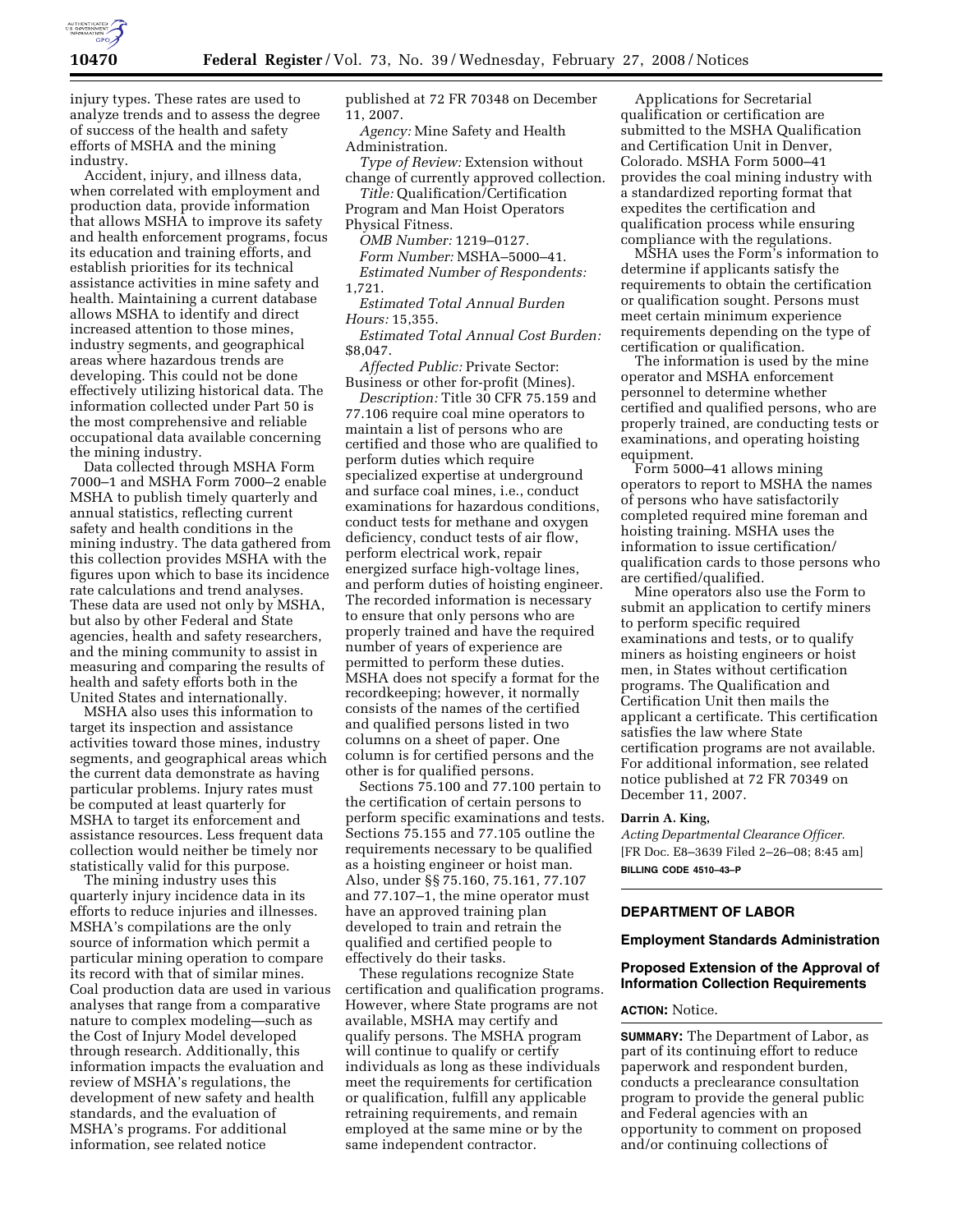injury types. These rates are used to analyze trends and to assess the degree of success of the health and safety efforts of MSHA and the mining industry.

Accident, injury, and illness data, when correlated with employment and production data, provide information that allows MSHA to improve its safety and health enforcement programs, focus its education and training efforts, and establish priorities for its technical assistance activities in mine safety and health. Maintaining a current database allows MSHA to identify and direct increased attention to those mines, industry segments, and geographical areas where hazardous trends are developing. This could not be done effectively utilizing historical data. The information collected under Part 50 is the most comprehensive and reliable occupational data available concerning the mining industry.

Data collected through MSHA Form 7000–1 and MSHA Form 7000–2 enable MSHA to publish timely quarterly and annual statistics, reflecting current safety and health conditions in the mining industry. The data gathered from this collection provides MSHA with the figures upon which to base its incidence rate calculations and trend analyses. These data are used not only by MSHA, but also by other Federal and State agencies, health and safety researchers, and the mining community to assist in measuring and comparing the results of health and safety efforts both in the United States and internationally.

MSHA also uses this information to target its inspection and assistance activities toward those mines, industry segments, and geographical areas which the current data demonstrate as having particular problems. Injury rates must be computed at least quarterly for MSHA to target its enforcement and assistance resources. Less frequent data collection would neither be timely nor statistically valid for this purpose.

The mining industry uses this quarterly injury incidence data in its efforts to reduce injuries and illnesses. MSHA's compilations are the only source of information which permit a particular mining operation to compare its record with that of similar mines. Coal production data are used in various analyses that range from a comparative nature to complex modeling—such as the Cost of Injury Model developed through research. Additionally, this information impacts the evaluation and review of MSHA's regulations, the development of new safety and health standards, and the evaluation of MSHA's programs. For additional information, see related notice published at 72 FR 70348 on December 11, 2007.

*Agency:* Mine Safety and Health Administration.

*Type of Review:* Extension without change of currently approved collection.

*Title:* Qualification/Certification Program and Man Hoist Operators Physical Fitness.

*OMB Number:* 1219–0127.

*Form Number:* MSHA–5000–41.

*Estimated Number of Respondents:* 1,721.

*Estimated Total Annual Burden Hours:* 15,355.

*Estimated Total Annual Cost Burden:* $8,047.

*Affected Public:* Private Sector: Business or other for-profit (Mines).

*Description:* Title 30 CFR 75.159 and 77.106 require coal mine operators to maintain a list of persons who are certified and those who are qualified to perform duties which require specialized expertise at underground and surface coal mines, i.e., conduct examinations for hazardous conditions, conduct tests for methane and oxygen deficiency, conduct tests of air flow, perform electrical work, repair energized surface high-voltage lines, and perform duties of hoisting engineer. The recorded information is necessary to ensure that only persons who are properly trained and have the required number of years of experience are permitted to perform these duties. MSHA does not specify a format for the recordkeeping; however, it normally consists of the names of the certified and qualified persons listed in two columns on a sheet of paper. One column is for certified persons and the other is for qualified persons.

Sections 75.100 and 77.100 pertain to the certification of certain persons to perform specific examinations and tests. Sections 75.155 and 77.105 outline the requirements necessary to be qualified as a hoisting engineer or hoist man. Also, under §§ 75.160, 75.161, 77.107 and 77.107–1, the mine operator must have an approved training plan developed to train and retrain the qualified and certified people to effectively do their tasks.

These regulations recognize State certification and qualification programs. However, where State programs are not available, MSHA may certify and qualify persons. The MSHA program will continue to qualify or certify individuals as long as these individuals meet the requirements for certification or qualification, fulfill any applicable retraining requirements, and remain employed at the same mine or by the same independent contractor.

Applications for Secretarial qualification or certification are submitted to the MSHA Qualification and Certification Unit in Denver, Colorado. MSHA Form 5000–41 provides the coal mining industry with a standardized reporting format that expedites the certification and qualification process while ensuring compliance with the regulations.

MSHA uses the Form's information to determine if applicants satisfy the requirements to obtain the certification or qualification sought. Persons must meet certain minimum experience requirements depending on the type of certification or qualification.

The information is used by the mine operator and MSHA enforcement personnel to determine whether certified and qualified persons, who are properly trained, are conducting tests or examinations, and operating hoisting equipment.

Form 5000–41 allows mining operators to report to MSHA the names of persons who have satisfactorily completed required mine foreman and hoisting training. MSHA uses the information to issue certification/qualification cards to those persons who are certified/qualified.

Mine operators also use the Form to submit an application to certify miners to perform specific required examinations and tests, or to qualify miners as hoisting engineers or hoist men, in States without certification programs. The Qualification and Certification Unit then mails the applicant a certificate. This certification satisfies the law where State certification programs are not available. For additional information, see related notice published at 72 FR 70349 on December 11, 2007.

**Darrin A. King,**

*Acting Departmental Clearance Officer.*

[FR Doc. E8–3639 Filed 2–26–08; 8:45 am]

**BILLING CODE 4510–43–P**

---

## DEPARTMENT OF LABOR

### Employment Standards Administration

### Proposed Extension of the Approval of Information Collection Requirements

**ACTION:** Notice.

**SUMMARY:** The Department of Labor, as part of its continuing effort to reduce paperwork and respondent burden, conducts a preclearance consultation program to provide the general public and Federal agencies with an opportunity to comment on proposed and/or continuing collections of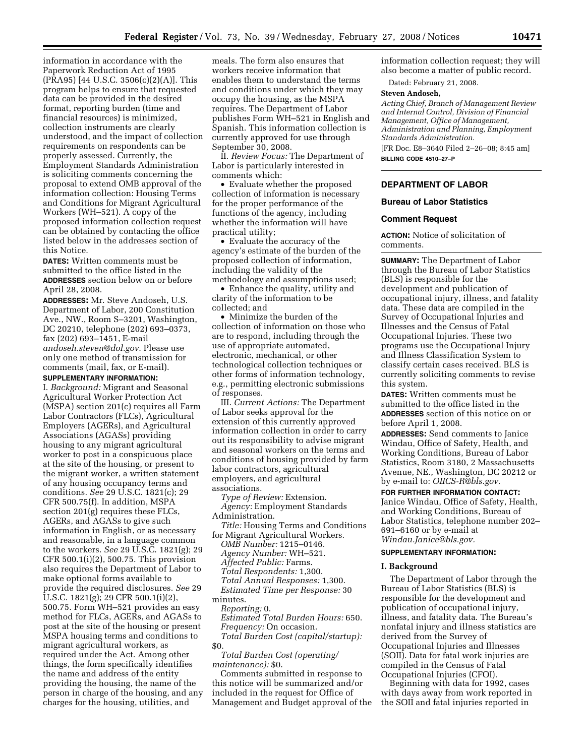information in accordance with the Paperwork Reduction Act of 1995 (PRA95) [44 U.S.C. 3506(c)(2)(A)]. This program helps to ensure that requested data can be provided in the desired format, reporting burden (time and financial resources) is minimized, collection instruments are clearly understood, and the impact of collection requirements on respondents can be properly assessed. Currently, the Employment Standards Administration is soliciting comments concerning the proposal to extend OMB approval of the information collection: Housing Terms and Conditions for Migrant Agricultural Workers (WH–521). A copy of the proposed information collection request can be obtained by contacting the office listed below in the addresses section of this Notice.

**DATES:** Written comments must be submitted to the office listed in the **ADDRESSES** section below on or before April 28, 2008.

**ADDRESSES:** Mr. Steve Andoseh, U.S. Department of Labor, 200 Constitution Ave., NW., Room S–3201, Washington, DC 20210, telephone (202) 693–0373, fax (202) 693–1451, E-mail *andoseh.steven@dol.gov*. Please use only one method of transmission for comments (mail, fax, or E-mail).

**SUPPLEMENTARY INFORMATION:**

I. *Background:* Migrant and Seasonal Agricultural Worker Protection Act (MSPA) section 201(c) requires all Farm Labor Contractors (FLCs), Agricultural Employers (AGERs), and Agricultural Associations (AGASs) providing housing to any migrant agricultural worker to post in a conspicuous place at the site of the housing, or present to the migrant worker, a written statement of any housing occupancy terms and conditions. *See* 29 U.S.C. 1821(c); 29 CFR 500.75(f). In addition, MSPA section 201(g) requires these FLCs, AGERs, and AGASs to give such information in English, or as necessary and reasonable, in a language common to the workers. *See* 29 U.S.C. 1821(g); 29 CFR 500.1(i)(2), 500.75. This provision also requires the Department of Labor to make optional forms available to provide the required disclosures. *See* 29 U.S.C. 1821(g); 29 CFR 500.1(i)(2), 500.75. Form WH–521 provides an easy method for FLCs, AGERs, and AGASs to post at the site of the housing or present MSPA housing terms and conditions to migrant agricultural workers, as required under the Act. Among other things, the form specifically identifies the name and address of the entity providing the housing, the name of the person in charge of the housing, and any charges for the housing, utilities, and meals. The form also ensures that workers receive information that enables them to understand the terms and conditions under which they may occupy the housing, as the MSPA requires. The Department of Labor publishes Form WH–521 in English and Spanish. This information collection is currently approved for use through September 30, 2008.

II. *Review Focus:* The Department of Labor is particularly interested in comments which:

- Evaluate whether the proposed collection of information is necessary for the proper performance of the functions of the agency, including whether the information will have practical utility;
- Evaluate the accuracy of the agency's estimate of the burden of the proposed collection of information, including the validity of the methodology and assumptions used;
- Enhance the quality, utility and clarity of the information to be collected; and
- Minimize the burden of the collection of information on those who are to respond, including through the use of appropriate automated, electronic, mechanical, or other technological collection techniques or other forms of information technology, e.g., permitting electronic submissions of responses.

III. *Current Actions:* The Department of Labor seeks approval for the extension of this currently approved information collection in order to carry out its responsibility to advise migrant and seasonal workers on the terms and conditions of housing provided by farm labor contractors, agricultural employers, and agricultural associations.

*Type of Review:* Extension.
*Agency:* Employment Standards Administration.
*Title:* Housing Terms and Conditions for Migrant Agricultural Workers.
*OMB Number:* 1215–0146.
*Agency Number:* WH–521.
*Affected Public:* Farms.
*Total Respondents:* 1,300.
*Total Annual Responses:* 1,300.
*Estimated Time per Response:* 30 minutes.
*Reporting:* 0.
*Estimated Total Burden Hours:* 650.
*Frequency:* On occasion.
*Total Burden Cost (capital/startup):* $0.
*Total Burden Cost (operating/maintenance):* $0.

Comments submitted in response to this notice will be summarized and/or included in the request for Office of Management and Budget approval of the information collection request; they will also become a matter of public record.

Dated: February 21, 2008.

**Steven Andoseh,**

*Acting Chief, Branch of Management Review and Internal Control, Division of Financial Management, Office of Management, Administration and Planning, Employment Standards Administration.*

[FR Doc. E8–3640 Filed 2–26–08; 8:45 am]

**BILLING CODE 4510–27–P**

---

## DEPARTMENT OF LABOR

### Bureau of Labor Statistics

### Comment Request

**ACTION:** Notice of solicitation of comments.

**SUMMARY:** The Department of Labor through the Bureau of Labor Statistics (BLS) is responsible for the development and publication of occupational injury, illness, and fatality data. These data are compiled in the Survey of Occupational Injuries and Illnesses and the Census of Fatal Occupational Injuries. These two programs use the Occupational Injury and Illness Classification System to classify certain cases received. BLS is currently soliciting comments to revise this system.

**DATES:** Written comments must be submitted to the office listed in the **ADDRESSES** section of this notice on or before April 1, 2008.

**ADDRESSES:** Send comments to Janice Windau, Office of Safety, Health, and Working Conditions, Bureau of Labor Statistics, Room 3180, 2 Massachusetts Avenue, NE., Washington, DC 20212 or by e-mail to: *OIICS-R@bls.gov*.

**FOR FURTHER INFORMATION CONTACT:** Janice Windau, Office of Safety, Health, and Working Conditions, Bureau of Labor Statistics, telephone number 202–691–6160 or by e-mail at *Windau.Janice@bls.gov.*

**SUPPLEMENTARY INFORMATION:**

#### I. Background

The Department of Labor through the Bureau of Labor Statistics (BLS) is responsible for the development and publication of occupational injury, illness, and fatality data. The Bureau's nonfatal injury and illness statistics are derived from the Survey of Occupational Injuries and Illnesses (SOII). Data for fatal work injuries are compiled in the Census of Fatal Occupational Injuries (CFOI).

Beginning with data for 1992, cases with days away from work reported in the SOII and fatal injuries reported in